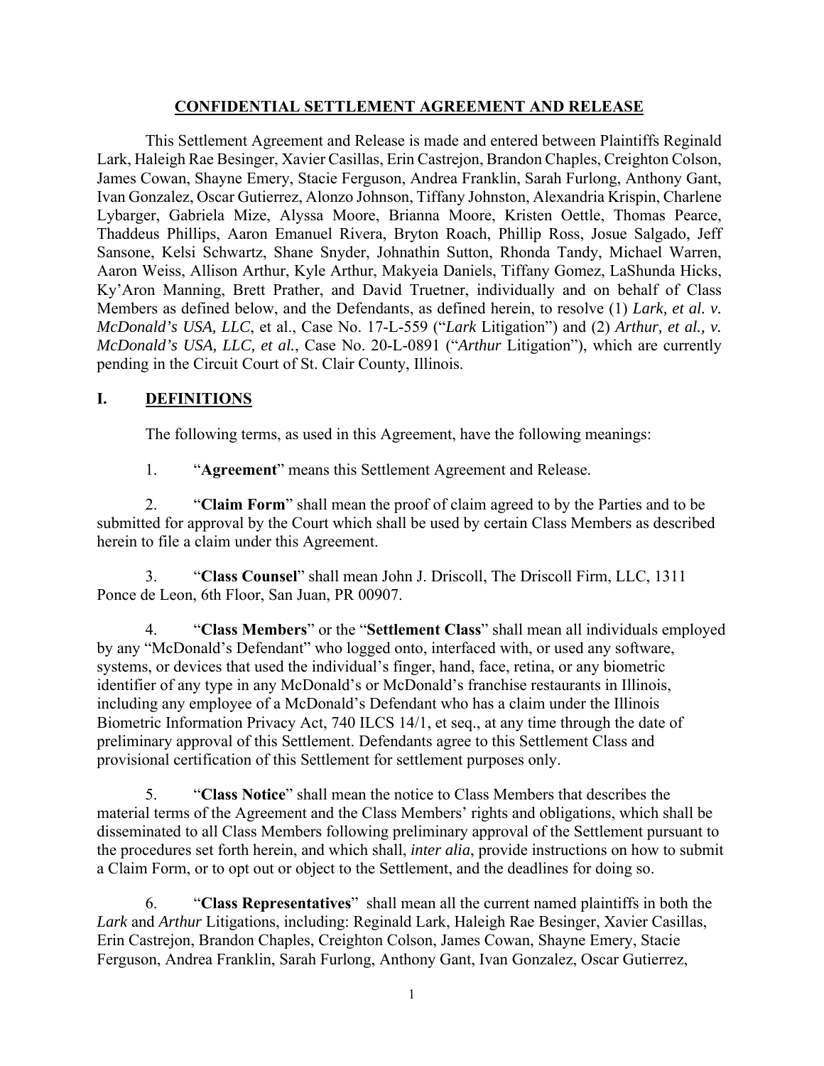## CONFIDENTIAL SETTLEMENT AGREEMENT AND RELEASE

This Settlement Agreement and Release is made and entered between Plaintiffs Reginald Lark, Haleigh Rae Besinger, Xavier Casillas, Erin Castrejon, Brandon Chaples, Creighton Colson, James Cowan, Shayne Emery, Stacie Ferguson, Andrea Franklin, Sarah Furlong, Anthony Gant, Ivan Gonzalez, Oscar Gutierrez, Alonzo Johnson, Tiffany Johnston, Alexandria Krispin, Charlene Lybarger, Gabriela Mize, Alyssa Moore, Brianna Moore, Kristen Oettle, Thomas Pearce, Thaddeus Phillips, Aaron Emanuel Rivera, Bryton Roach, Phillip Ross, Josue Salgado, Jeff Sansone, Kelsi Schwartz, Shane Snyder, Johnathin Sutton, Rhonda Tandy, Michael Warren, Aaron Weiss, Allison Arthur, Kyle Arthur, Makyeia Daniels, Tiffany Gomez, LaShunda Hicks, Ky'Aron Manning, Brett Prather, and David Truetner, individually and on behalf of Class Members as defined below, and the Defendants, as defined herein, to resolve (1) *Lark, et al. v. McDonald's USA, LLC*, et al., Case No. 17-L-559 ("*Lark* Litigation") and (2) *Arthur, et al., v. McDonald's USA, LLC, et al.*, Case No. 20-L-0891 ("*Arthur* Litigation"), which are currently pending in the Circuit Court of St. Clair County, Illinois.

## I. DEFINITIONS

The following terms, as used in this Agreement, have the following meanings:

1. "**Agreement**" means this Settlement Agreement and Release.

2. "**Claim Form**" shall mean the proof of claim agreed to by the Parties and to be submitted for approval by the Court which shall be used by certain Class Members as described herein to file a claim under this Agreement.

3. "**Class Counsel**" shall mean John J. Driscoll, The Driscoll Firm, LLC, 1311 Ponce de Leon, 6th Floor, San Juan, PR 00907.

4. "**Class Members**" or the "**Settlement Class**" shall mean all individuals employed by any "McDonald's Defendant" who logged onto, interfaced with, or used any software, systems, or devices that used the individual's finger, hand, face, retina, or any biometric identifier of any type in any McDonald's or McDonald's franchise restaurants in Illinois, including any employee of a McDonald's Defendant who has a claim under the Illinois Biometric Information Privacy Act, 740 ILCS 14/1, et seq., at any time through the date of preliminary approval of this Settlement. Defendants agree to this Settlement Class and provisional certification of this Settlement for settlement purposes only.

5. "**Class Notice**" shall mean the notice to Class Members that describes the material terms of the Agreement and the Class Members' rights and obligations, which shall be disseminated to all Class Members following preliminary approval of the Settlement pursuant to the procedures set forth herein, and which shall, *inter alia*, provide instructions on how to submit a Claim Form, or to opt out or object to the Settlement, and the deadlines for doing so.

6. "**Class Representatives**" shall mean all the current named plaintiffs in both the *Lark* and *Arthur* Litigations, including: Reginald Lark, Haleigh Rae Besinger, Xavier Casillas, Erin Castrejon, Brandon Chaples, Creighton Colson, James Cowan, Shayne Emery, Stacie Ferguson, Andrea Franklin, Sarah Furlong, Anthony Gant, Ivan Gonzalez, Oscar Gutierrez,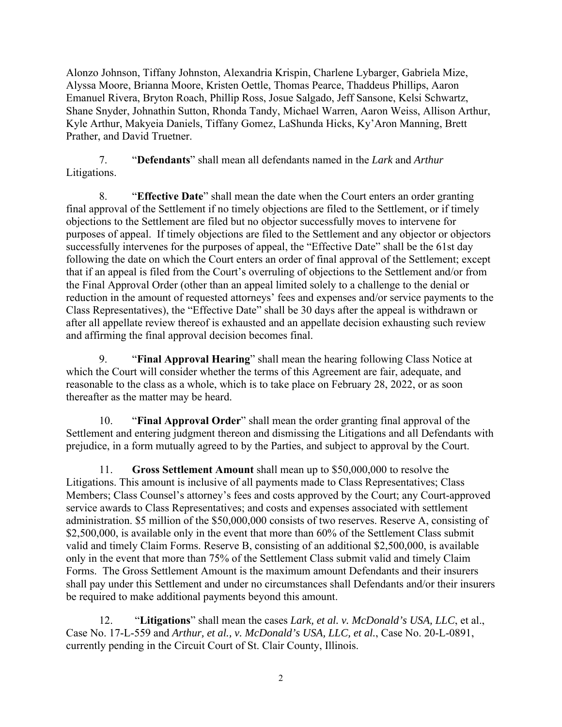Alonzo Johnson, Tiffany Johnston, Alexandria Krispin, Charlene Lybarger, Gabriela Mize, Alyssa Moore, Brianna Moore, Kristen Oettle, Thomas Pearce, Thaddeus Phillips, Aaron Emanuel Rivera, Bryton Roach, Phillip Ross, Josue Salgado, Jeff Sansone, Kelsi Schwartz, Shane Snyder, Johnathin Sutton, Rhonda Tandy, Michael Warren, Aaron Weiss, Allison Arthur, Kyle Arthur, Makyeia Daniels, Tiffany Gomez, LaShunda Hicks, Ky'Aron Manning, Brett Prather, and David Truetner.

7. "**Defendants**" shall mean all defendants named in the *Lark* and *Arthur* Litigations.

8. "**Effective Date**" shall mean the date when the Court enters an order granting final approval of the Settlement if no timely objections are filed to the Settlement, or if timely objections to the Settlement are filed but no objector successfully moves to intervene for purposes of appeal. If timely objections are filed to the Settlement and any objector or objectors successfully intervenes for the purposes of appeal, the "Effective Date" shall be the 61st day following the date on which the Court enters an order of final approval of the Settlement; except that if an appeal is filed from the Court's overruling of objections to the Settlement and/or from the Final Approval Order (other than an appeal limited solely to a challenge to the denial or reduction in the amount of requested attorneys' fees and expenses and/or service payments to the Class Representatives), the "Effective Date" shall be 30 days after the appeal is withdrawn or after all appellate review thereof is exhausted and an appellate decision exhausting such review and affirming the final approval decision becomes final.

9. "**Final Approval Hearing**" shall mean the hearing following Class Notice at which the Court will consider whether the terms of this Agreement are fair, adequate, and reasonable to the class as a whole, which is to take place on February 28, 2022, or as soon thereafter as the matter may be heard.

10. "**Final Approval Order**" shall mean the order granting final approval of the Settlement and entering judgment thereon and dismissing the Litigations and all Defendants with prejudice, in a form mutually agreed to by the Parties, and subject to approval by the Court.

11. **Gross Settlement Amount** shall mean up to $50,000,000 to resolve the Litigations. This amount is inclusive of all payments made to Class Representatives; Class Members; Class Counsel's attorney's fees and costs approved by the Court; any Court-approved service awards to Class Representatives; and costs and expenses associated with settlement administration. $5 million of the $50,000,000 consists of two reserves. Reserve A, consisting of $2,500,000, is available only in the event that more than 60% of the Settlement Class submit valid and timely Claim Forms. Reserve B, consisting of an additional $2,500,000, is available only in the event that more than 75% of the Settlement Class submit valid and timely Claim Forms. The Gross Settlement Amount is the maximum amount Defendants and their insurers shall pay under this Settlement and under no circumstances shall Defendants and/or their insurers be required to make additional payments beyond this amount.

12. "**Litigations**" shall mean the cases *Lark, et al. v. McDonald's USA, LLC*, et al., Case No. 17-L-559 and *Arthur, et al., v. McDonald's USA, LLC, et al.*, Case No. 20-L-0891, currently pending in the Circuit Court of St. Clair County, Illinois.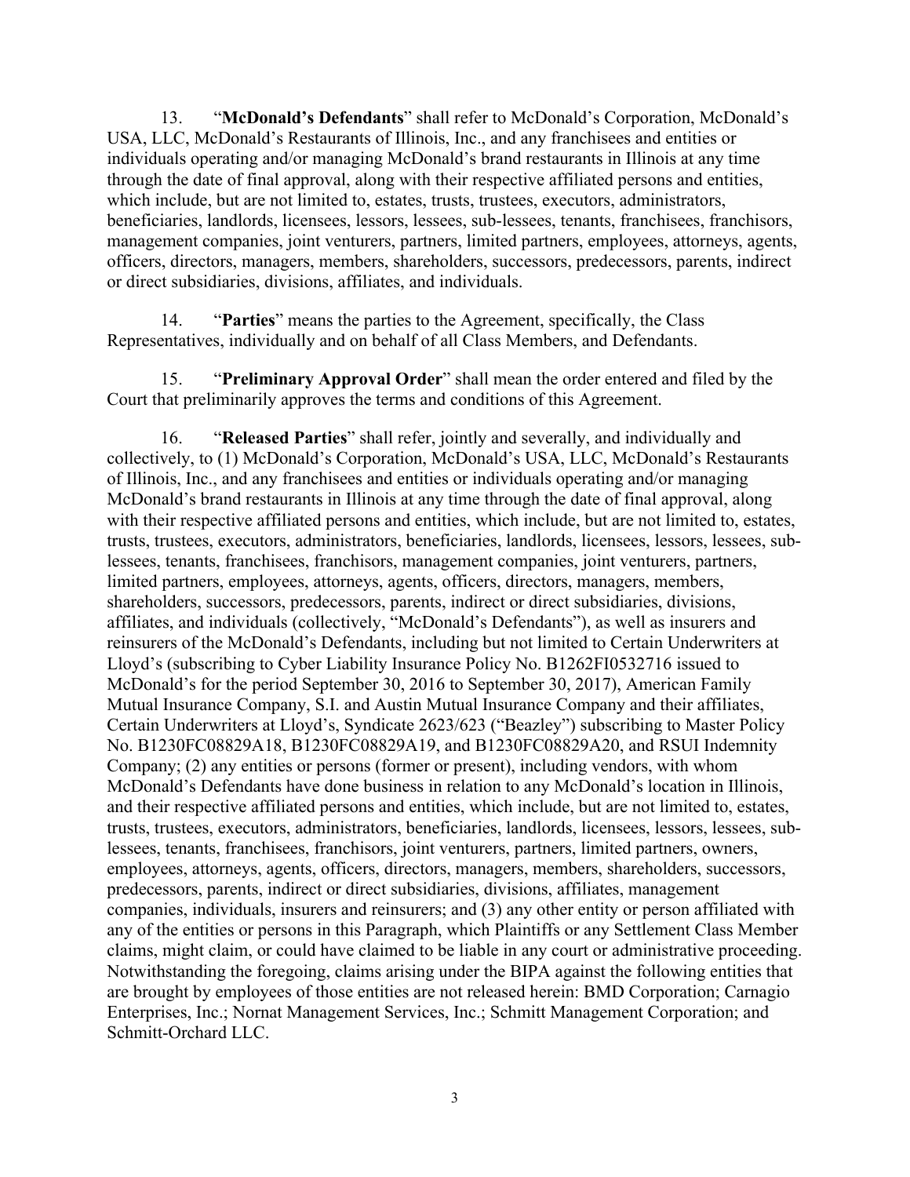13. "**McDonald's Defendants**" shall refer to McDonald's Corporation, McDonald's USA, LLC, McDonald's Restaurants of Illinois, Inc., and any franchisees and entities or individuals operating and/or managing McDonald's brand restaurants in Illinois at any time through the date of final approval, along with their respective affiliated persons and entities, which include, but are not limited to, estates, trusts, trustees, executors, administrators, beneficiaries, landlords, licensees, lessors, lessees, sub-lessees, tenants, franchisees, franchisors, management companies, joint venturers, partners, limited partners, employees, attorneys, agents, officers, directors, managers, members, shareholders, successors, predecessors, parents, indirect or direct subsidiaries, divisions, affiliates, and individuals.

14. "**Parties**" means the parties to the Agreement, specifically, the Class Representatives, individually and on behalf of all Class Members, and Defendants.

15. "**Preliminary Approval Order**" shall mean the order entered and filed by the Court that preliminarily approves the terms and conditions of this Agreement.

16. "**Released Parties**" shall refer, jointly and severally, and individually and collectively, to (1) McDonald's Corporation, McDonald's USA, LLC, McDonald's Restaurants of Illinois, Inc., and any franchisees and entities or individuals operating and/or managing McDonald's brand restaurants in Illinois at any time through the date of final approval, along with their respective affiliated persons and entities, which include, but are not limited to, estates, trusts, trustees, executors, administrators, beneficiaries, landlords, licensees, lessors, lessees, sub-lessees, tenants, franchisees, franchisors, management companies, joint venturers, partners, limited partners, employees, attorneys, agents, officers, directors, managers, members, shareholders, successors, predecessors, parents, indirect or direct subsidiaries, divisions, affiliates, and individuals (collectively, "McDonald's Defendants"), as well as insurers and reinsurers of the McDonald's Defendants, including but not limited to Certain Underwriters at Lloyd's (subscribing to Cyber Liability Insurance Policy No. B1262FI0532716 issued to McDonald's for the period September 30, 2016 to September 30, 2017), American Family Mutual Insurance Company, S.I. and Austin Mutual Insurance Company and their affiliates, Certain Underwriters at Lloyd's, Syndicate 2623/623 ("Beazley") subscribing to Master Policy No. B1230FC08829A18, B1230FC08829A19, and B1230FC08829A20, and RSUI Indemnity Company; (2) any entities or persons (former or present), including vendors, with whom McDonald's Defendants have done business in relation to any McDonald's location in Illinois, and their respective affiliated persons and entities, which include, but are not limited to, estates, trusts, trustees, executors, administrators, beneficiaries, landlords, licensees, lessors, lessees, sub-lessees, tenants, franchisees, franchisors, joint venturers, partners, limited partners, owners, employees, attorneys, agents, officers, directors, managers, members, shareholders, successors, predecessors, parents, indirect or direct subsidiaries, divisions, affiliates, management companies, individuals, insurers and reinsurers; and (3) any other entity or person affiliated with any of the entities or persons in this Paragraph, which Plaintiffs or any Settlement Class Member claims, might claim, or could have claimed to be liable in any court or administrative proceeding. Notwithstanding the foregoing, claims arising under the BIPA against the following entities that are brought by employees of those entities are not released herein: BMD Corporation; Carnagio Enterprises, Inc.; Nornat Management Services, Inc.; Schmitt Management Corporation; and Schmitt-Orchard LLC.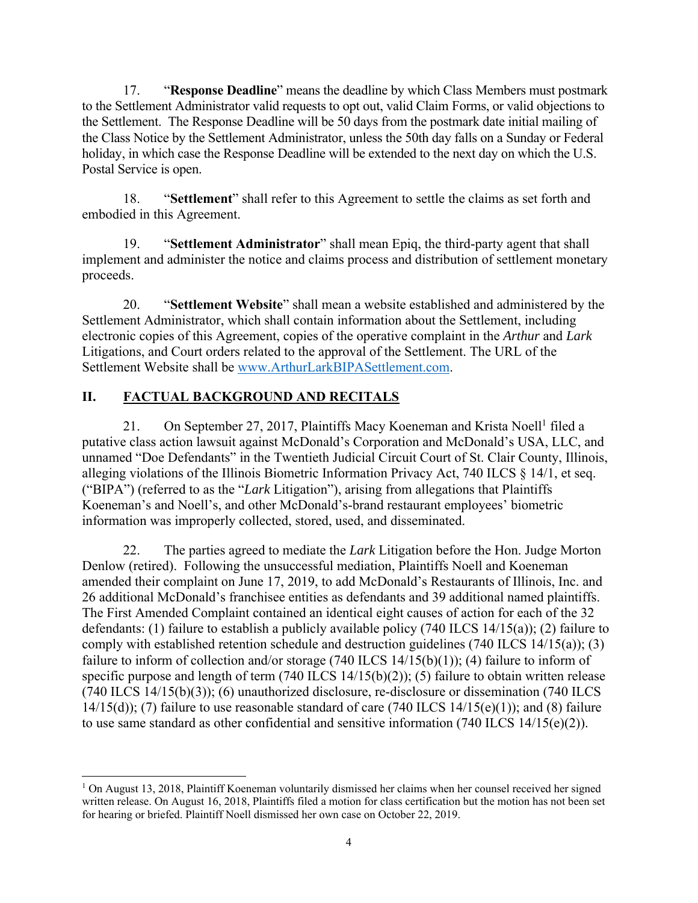17. "**Response Deadline**" means the deadline by which Class Members must postmark to the Settlement Administrator valid requests to opt out, valid Claim Forms, or valid objections to the Settlement. The Response Deadline will be 50 days from the postmark date initial mailing of the Class Notice by the Settlement Administrator, unless the 50th day falls on a Sunday or Federal holiday, in which case the Response Deadline will be extended to the next day on which the U.S. Postal Service is open.

18. "**Settlement**" shall refer to this Agreement to settle the claims as set forth and embodied in this Agreement.

19. "**Settlement Administrator**" shall mean Epiq, the third-party agent that shall implement and administer the notice and claims process and distribution of settlement monetary proceeds.

20. "**Settlement Website**" shall mean a website established and administered by the Settlement Administrator, which shall contain information about the Settlement, including electronic copies of this Agreement, copies of the operative complaint in the *Arthur* and *Lark* Litigations, and Court orders related to the approval of the Settlement. The URL of the Settlement Website shall be www.ArthurLarkBIPASettlement.com.

## II. FACTUAL BACKGROUND AND RECITALS

21. On September 27, 2017, Plaintiffs Macy Koeneman and Krista Noell[1] filed a putative class action lawsuit against McDonald's Corporation and McDonald's USA, LLC, and unnamed "Doe Defendants" in the Twentieth Judicial Circuit Court of St. Clair County, Illinois, alleging violations of the Illinois Biometric Information Privacy Act, 740 ILCS § 14/1, et seq. ("BIPA") (referred to as the "*Lark* Litigation"), arising from allegations that Plaintiffs Koeneman's and Noell's, and other McDonald's-brand restaurant employees' biometric information was improperly collected, stored, used, and disseminated.

22. The parties agreed to mediate the *Lark* Litigation before the Hon. Judge Morton Denlow (retired). Following the unsuccessful mediation, Plaintiffs Noell and Koeneman amended their complaint on June 17, 2019, to add McDonald's Restaurants of Illinois, Inc. and 26 additional McDonald's franchisee entities as defendants and 39 additional named plaintiffs. The First Amended Complaint contained an identical eight causes of action for each of the 32 defendants: (1) failure to establish a publicly available policy (740 ILCS 14/15(a)); (2) failure to comply with established retention schedule and destruction guidelines (740 ILCS 14/15(a)); (3) failure to inform of collection and/or storage (740 ILCS 14/15(b)(1)); (4) failure to inform of specific purpose and length of term (740 ILCS 14/15(b)(2)); (5) failure to obtain written release (740 ILCS 14/15(b)(3)); (6) unauthorized disclosure, re-disclosure or dissemination (740 ILCS 14/15(d)); (7) failure to use reasonable standard of care (740 ILCS 14/15(e)(1)); and (8) failure to use same standard as other confidential and sensitive information (740 ILCS 14/15(e)(2)).

---

[1] On August 13, 2018, Plaintiff Koeneman voluntarily dismissed her claims when her counsel received her signed written release. On August 16, 2018, Plaintiffs filed a motion for class certification but the motion has not been set for hearing or briefed. Plaintiff Noell dismissed her own case on October 22, 2019.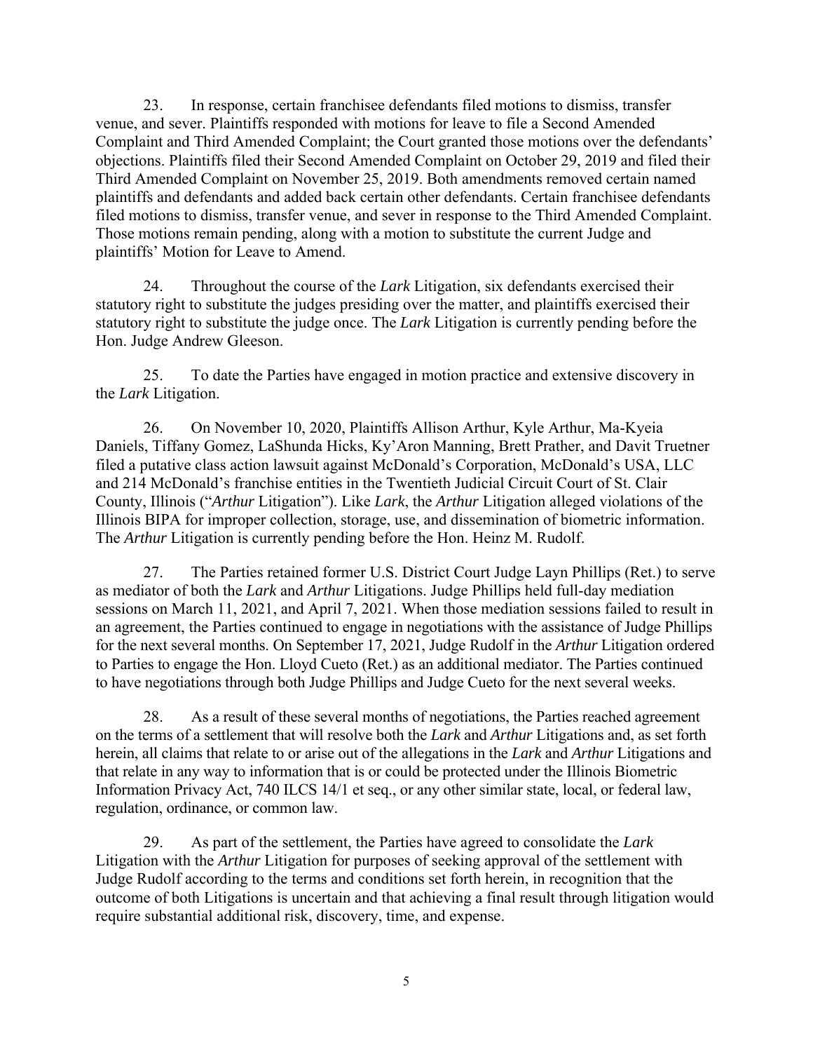23. In response, certain franchisee defendants filed motions to dismiss, transfer venue, and sever. Plaintiffs responded with motions for leave to file a Second Amended Complaint and Third Amended Complaint; the Court granted those motions over the defendants' objections. Plaintiffs filed their Second Amended Complaint on October 29, 2019 and filed their Third Amended Complaint on November 25, 2019. Both amendments removed certain named plaintiffs and defendants and added back certain other defendants. Certain franchisee defendants filed motions to dismiss, transfer venue, and sever in response to the Third Amended Complaint. Those motions remain pending, along with a motion to substitute the current Judge and plaintiffs' Motion for Leave to Amend.

24. Throughout the course of the *Lark* Litigation, six defendants exercised their statutory right to substitute the judges presiding over the matter, and plaintiffs exercised their statutory right to substitute the judge once. The *Lark* Litigation is currently pending before the Hon. Judge Andrew Gleeson.

25. To date the Parties have engaged in motion practice and extensive discovery in the *Lark* Litigation.

26. On November 10, 2020, Plaintiffs Allison Arthur, Kyle Arthur, Ma-Kyeia Daniels, Tiffany Gomez, LaShunda Hicks, Ky'Aron Manning, Brett Prather, and Davit Truetner filed a putative class action lawsuit against McDonald's Corporation, McDonald's USA, LLC and 214 McDonald's franchise entities in the Twentieth Judicial Circuit Court of St. Clair County, Illinois ("*Arthur* Litigation"). Like *Lark*, the *Arthur* Litigation alleged violations of the Illinois BIPA for improper collection, storage, use, and dissemination of biometric information. The *Arthur* Litigation is currently pending before the Hon. Heinz M. Rudolf.

27. The Parties retained former U.S. District Court Judge Layn Phillips (Ret.) to serve as mediator of both the *Lark* and *Arthur* Litigations. Judge Phillips held full-day mediation sessions on March 11, 2021, and April 7, 2021. When those mediation sessions failed to result in an agreement, the Parties continued to engage in negotiations with the assistance of Judge Phillips for the next several months. On September 17, 2021, Judge Rudolf in the *Arthur* Litigation ordered to Parties to engage the Hon. Lloyd Cueto (Ret.) as an additional mediator. The Parties continued to have negotiations through both Judge Phillips and Judge Cueto for the next several weeks.

28. As a result of these several months of negotiations, the Parties reached agreement on the terms of a settlement that will resolve both the *Lark* and *Arthur* Litigations and, as set forth herein, all claims that relate to or arise out of the allegations in the *Lark* and *Arthur* Litigations and that relate in any way to information that is or could be protected under the Illinois Biometric Information Privacy Act, 740 ILCS 14/1 et seq., or any other similar state, local, or federal law, regulation, ordinance, or common law.

29. As part of the settlement, the Parties have agreed to consolidate the *Lark* Litigation with the *Arthur* Litigation for purposes of seeking approval of the settlement with Judge Rudolf according to the terms and conditions set forth herein, in recognition that the outcome of both Litigations is uncertain and that achieving a final result through litigation would require substantial additional risk, discovery, time, and expense.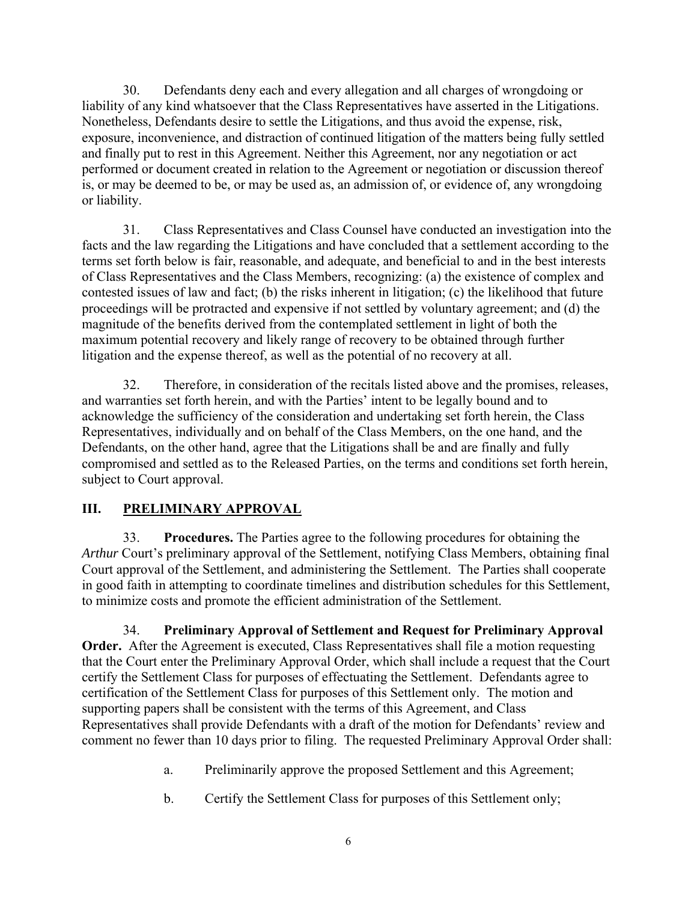30. Defendants deny each and every allegation and all charges of wrongdoing or liability of any kind whatsoever that the Class Representatives have asserted in the Litigations. Nonetheless, Defendants desire to settle the Litigations, and thus avoid the expense, risk, exposure, inconvenience, and distraction of continued litigation of the matters being fully settled and finally put to rest in this Agreement. Neither this Agreement, nor any negotiation or act performed or document created in relation to the Agreement or negotiation or discussion thereof is, or may be deemed to be, or may be used as, an admission of, or evidence of, any wrongdoing or liability.

31. Class Representatives and Class Counsel have conducted an investigation into the facts and the law regarding the Litigations and have concluded that a settlement according to the terms set forth below is fair, reasonable, and adequate, and beneficial to and in the best interests of Class Representatives and the Class Members, recognizing: (a) the existence of complex and contested issues of law and fact; (b) the risks inherent in litigation; (c) the likelihood that future proceedings will be protracted and expensive if not settled by voluntary agreement; and (d) the magnitude of the benefits derived from the contemplated settlement in light of both the maximum potential recovery and likely range of recovery to be obtained through further litigation and the expense thereof, as well as the potential of no recovery at all.

32. Therefore, in consideration of the recitals listed above and the promises, releases, and warranties set forth herein, and with the Parties' intent to be legally bound and to acknowledge the sufficiency of the consideration and undertaking set forth herein, the Class Representatives, individually and on behalf of the Class Members, on the one hand, and the Defendants, on the other hand, agree that the Litigations shall be and are finally and fully compromised and settled as to the Released Parties, on the terms and conditions set forth herein, subject to Court approval.

## III. PRELIMINARY APPROVAL

33. **Procedures.** The Parties agree to the following procedures for obtaining the *Arthur* Court's preliminary approval of the Settlement, notifying Class Members, obtaining final Court approval of the Settlement, and administering the Settlement. The Parties shall cooperate in good faith in attempting to coordinate timelines and distribution schedules for this Settlement, to minimize costs and promote the efficient administration of the Settlement.

34. **Preliminary Approval of Settlement and Request for Preliminary Approval Order.** After the Agreement is executed, Class Representatives shall file a motion requesting that the Court enter the Preliminary Approval Order, which shall include a request that the Court certify the Settlement Class for purposes of effectuating the Settlement. Defendants agree to certification of the Settlement Class for purposes of this Settlement only. The motion and supporting papers shall be consistent with the terms of this Agreement, and Class Representatives shall provide Defendants with a draft of the motion for Defendants' review and comment no fewer than 10 days prior to filing. The requested Preliminary Approval Order shall:

a. Preliminarily approve the proposed Settlement and this Agreement;

b. Certify the Settlement Class for purposes of this Settlement only;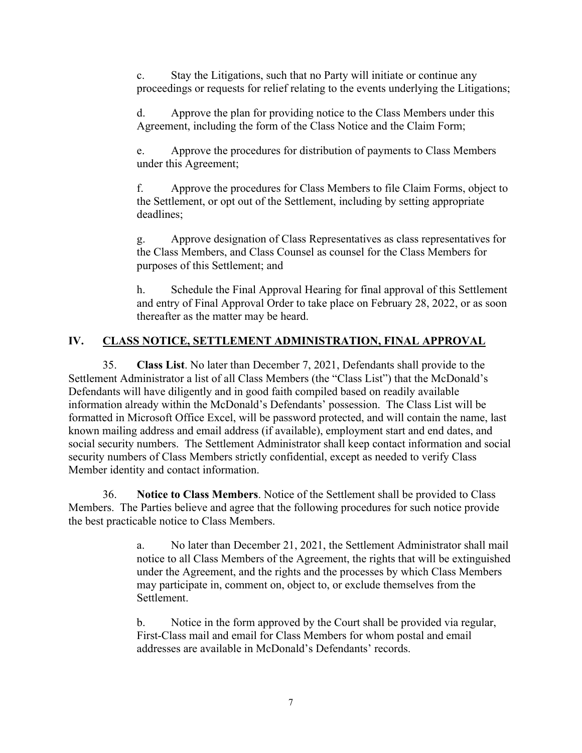c. Stay the Litigations, such that no Party will initiate or continue any proceedings or requests for relief relating to the events underlying the Litigations;

d. Approve the plan for providing notice to the Class Members under this Agreement, including the form of the Class Notice and the Claim Form;

e. Approve the procedures for distribution of payments to Class Members under this Agreement;

f. Approve the procedures for Class Members to file Claim Forms, object to the Settlement, or opt out of the Settlement, including by setting appropriate deadlines;

g. Approve designation of Class Representatives as class representatives for the Class Members, and Class Counsel as counsel for the Class Members for purposes of this Settlement; and

h. Schedule the Final Approval Hearing for final approval of this Settlement and entry of Final Approval Order to take place on February 28, 2022, or as soon thereafter as the matter may be heard.

## IV. CLASS NOTICE, SETTLEMENT ADMINISTRATION, FINAL APPROVAL

35. **Class List**. No later than December 7, 2021, Defendants shall provide to the Settlement Administrator a list of all Class Members (the "Class List") that the McDonald's Defendants will have diligently and in good faith compiled based on readily available information already within the McDonald's Defendants' possession. The Class List will be formatted in Microsoft Office Excel, will be password protected, and will contain the name, last known mailing address and email address (if available), employment start and end dates, and social security numbers. The Settlement Administrator shall keep contact information and social security numbers of Class Members strictly confidential, except as needed to verify Class Member identity and contact information.

36. **Notice to Class Members**. Notice of the Settlement shall be provided to Class Members. The Parties believe and agree that the following procedures for such notice provide the best practicable notice to Class Members.

a. No later than December 21, 2021, the Settlement Administrator shall mail notice to all Class Members of the Agreement, the rights that will be extinguished under the Agreement, and the rights and the processes by which Class Members may participate in, comment on, object to, or exclude themselves from the Settlement.

b. Notice in the form approved by the Court shall be provided via regular, First-Class mail and email for Class Members for whom postal and email addresses are available in McDonald's Defendants' records.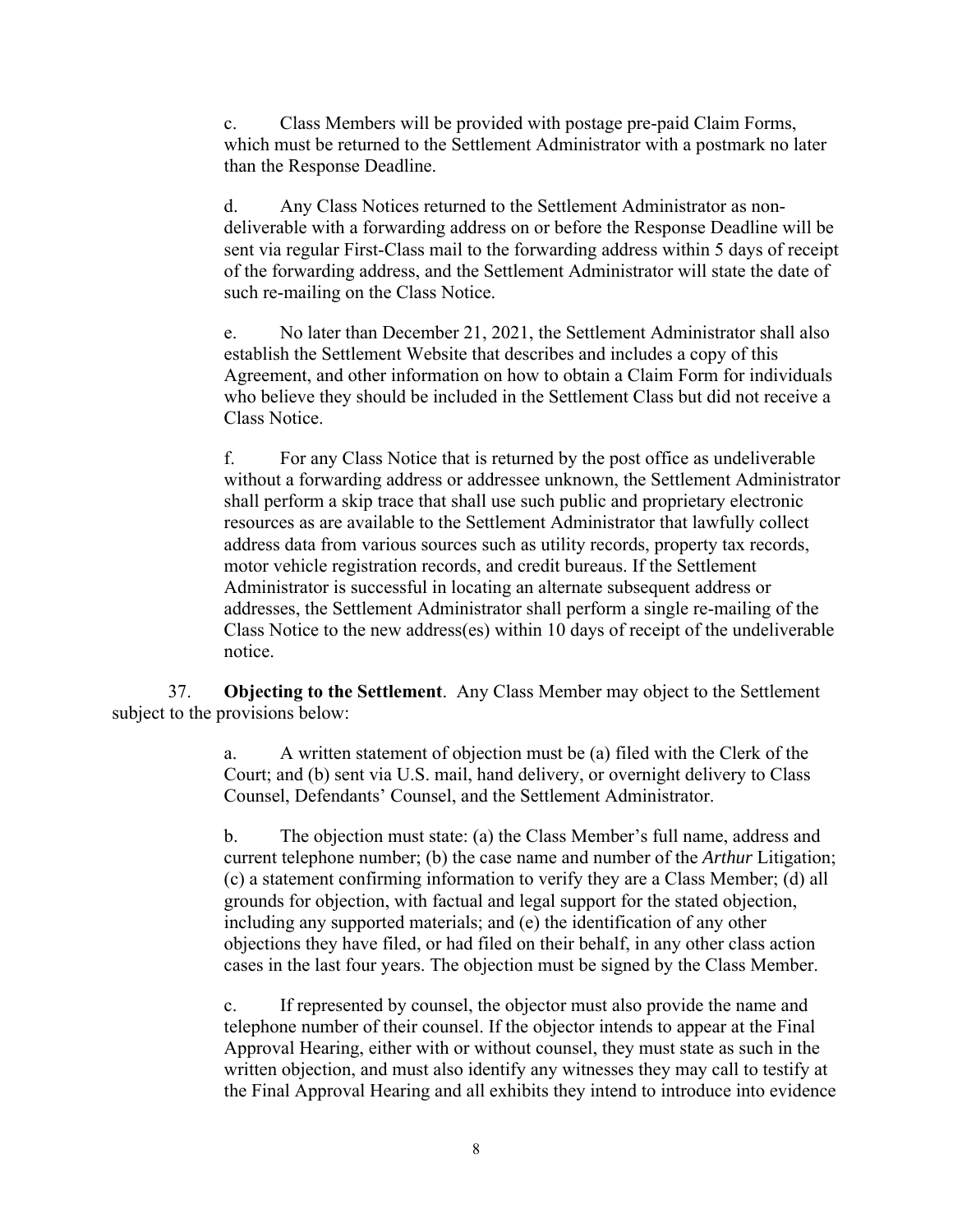c. Class Members will be provided with postage pre-paid Claim Forms, which must be returned to the Settlement Administrator with a postmark no later than the Response Deadline.

d. Any Class Notices returned to the Settlement Administrator as non-deliverable with a forwarding address on or before the Response Deadline will be sent via regular First-Class mail to the forwarding address within 5 days of receipt of the forwarding address, and the Settlement Administrator will state the date of such re-mailing on the Class Notice.

e. No later than December 21, 2021, the Settlement Administrator shall also establish the Settlement Website that describes and includes a copy of this Agreement, and other information on how to obtain a Claim Form for individuals who believe they should be included in the Settlement Class but did not receive a Class Notice.

f. For any Class Notice that is returned by the post office as undeliverable without a forwarding address or addressee unknown, the Settlement Administrator shall perform a skip trace that shall use such public and proprietary electronic resources as are available to the Settlement Administrator that lawfully collect address data from various sources such as utility records, property tax records, motor vehicle registration records, and credit bureaus. If the Settlement Administrator is successful in locating an alternate subsequent address or addresses, the Settlement Administrator shall perform a single re-mailing of the Class Notice to the new address(es) within 10 days of receipt of the undeliverable notice.

37. **Objecting to the Settlement**. Any Class Member may object to the Settlement subject to the provisions below:

a. A written statement of objection must be (a) filed with the Clerk of the Court; and (b) sent via U.S. mail, hand delivery, or overnight delivery to Class Counsel, Defendants' Counsel, and the Settlement Administrator.

b. The objection must state: (a) the Class Member's full name, address and current telephone number; (b) the case name and number of the *Arthur* Litigation; (c) a statement confirming information to verify they are a Class Member; (d) all grounds for objection, with factual and legal support for the stated objection, including any supported materials; and (e) the identification of any other objections they have filed, or had filed on their behalf, in any other class action cases in the last four years. The objection must be signed by the Class Member.

c. If represented by counsel, the objector must also provide the name and telephone number of their counsel. If the objector intends to appear at the Final Approval Hearing, either with or without counsel, they must state as such in the written objection, and must also identify any witnesses they may call to testify at the Final Approval Hearing and all exhibits they intend to introduce into evidence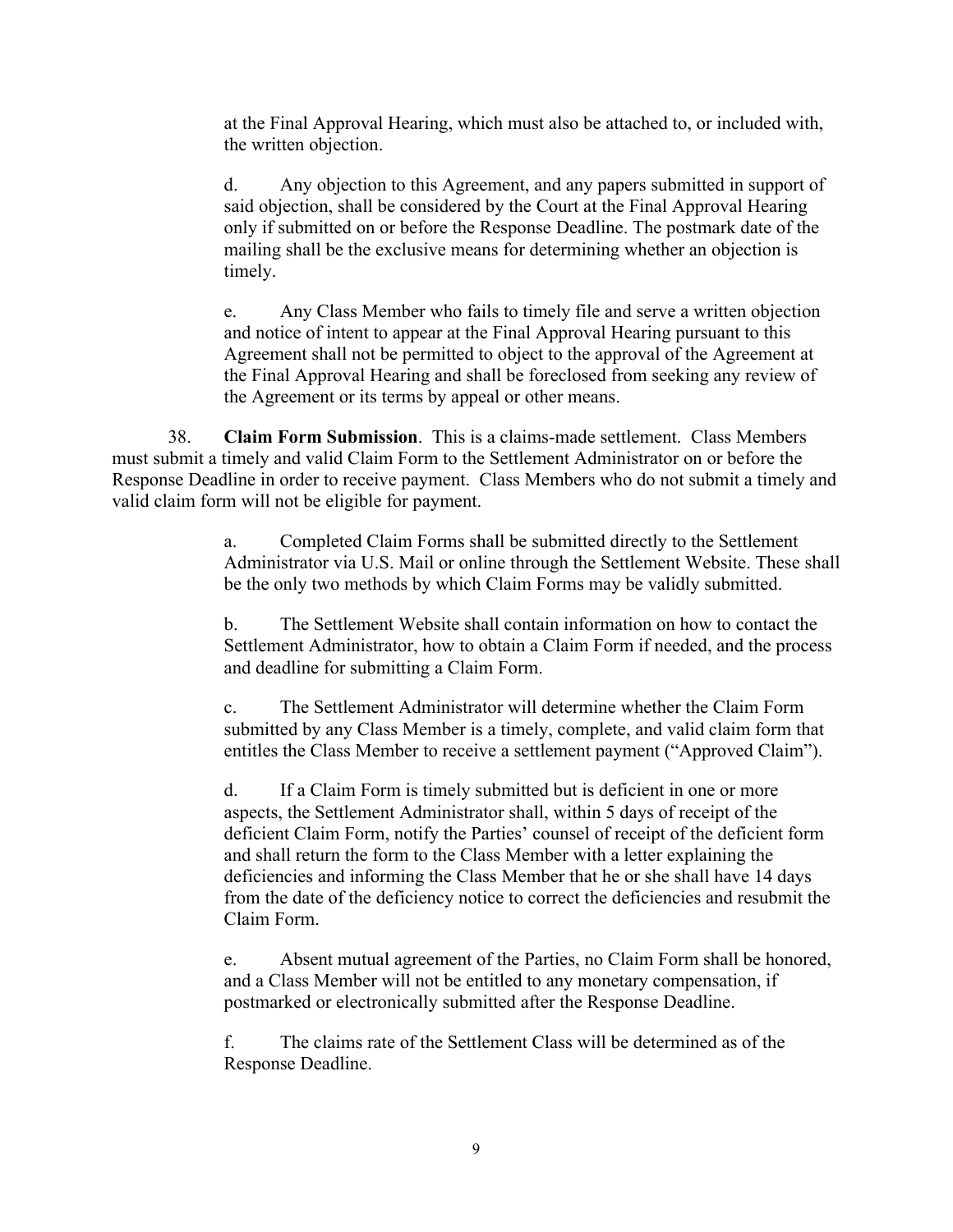at the Final Approval Hearing, which must also be attached to, or included with, the written objection.

d. Any objection to this Agreement, and any papers submitted in support of said objection, shall be considered by the Court at the Final Approval Hearing only if submitted on or before the Response Deadline. The postmark date of the mailing shall be the exclusive means for determining whether an objection is timely.

e. Any Class Member who fails to timely file and serve a written objection and notice of intent to appear at the Final Approval Hearing pursuant to this Agreement shall not be permitted to object to the approval of the Agreement at the Final Approval Hearing and shall be foreclosed from seeking any review of the Agreement or its terms by appeal or other means.

38. **Claim Form Submission**. This is a claims-made settlement. Class Members must submit a timely and valid Claim Form to the Settlement Administrator on or before the Response Deadline in order to receive payment. Class Members who do not submit a timely and valid claim form will not be eligible for payment.

a. Completed Claim Forms shall be submitted directly to the Settlement Administrator via U.S. Mail or online through the Settlement Website. These shall be the only two methods by which Claim Forms may be validly submitted.

b. The Settlement Website shall contain information on how to contact the Settlement Administrator, how to obtain a Claim Form if needed, and the process and deadline for submitting a Claim Form.

c. The Settlement Administrator will determine whether the Claim Form submitted by any Class Member is a timely, complete, and valid claim form that entitles the Class Member to receive a settlement payment ("Approved Claim").

d. If a Claim Form is timely submitted but is deficient in one or more aspects, the Settlement Administrator shall, within 5 days of receipt of the deficient Claim Form, notify the Parties' counsel of receipt of the deficient form and shall return the form to the Class Member with a letter explaining the deficiencies and informing the Class Member that he or she shall have 14 days from the date of the deficiency notice to correct the deficiencies and resubmit the Claim Form.

e. Absent mutual agreement of the Parties, no Claim Form shall be honored, and a Class Member will not be entitled to any monetary compensation, if postmarked or electronically submitted after the Response Deadline.

f. The claims rate of the Settlement Class will be determined as of the Response Deadline.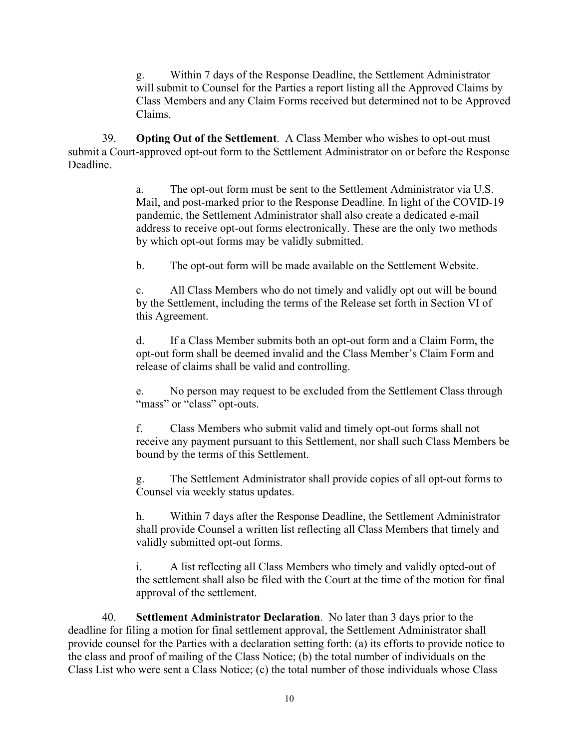g. Within 7 days of the Response Deadline, the Settlement Administrator will submit to Counsel for the Parties a report listing all the Approved Claims by Class Members and any Claim Forms received but determined not to be Approved Claims.

39. **Opting Out of the Settlement**. A Class Member who wishes to opt-out must submit a Court-approved opt-out form to the Settlement Administrator on or before the Response Deadline.

a. The opt-out form must be sent to the Settlement Administrator via U.S. Mail, and post-marked prior to the Response Deadline. In light of the COVID-19 pandemic, the Settlement Administrator shall also create a dedicated e-mail address to receive opt-out forms electronically. These are the only two methods by which opt-out forms may be validly submitted.

b. The opt-out form will be made available on the Settlement Website.

c. All Class Members who do not timely and validly opt out will be bound by the Settlement, including the terms of the Release set forth in Section VI of this Agreement.

d. If a Class Member submits both an opt-out form and a Claim Form, the opt-out form shall be deemed invalid and the Class Member's Claim Form and release of claims shall be valid and controlling.

e. No person may request to be excluded from the Settlement Class through "mass" or "class" opt-outs.

f. Class Members who submit valid and timely opt-out forms shall not receive any payment pursuant to this Settlement, nor shall such Class Members be bound by the terms of this Settlement.

g. The Settlement Administrator shall provide copies of all opt-out forms to Counsel via weekly status updates.

h. Within 7 days after the Response Deadline, the Settlement Administrator shall provide Counsel a written list reflecting all Class Members that timely and validly submitted opt-out forms.

i. A list reflecting all Class Members who timely and validly opted-out of the settlement shall also be filed with the Court at the time of the motion for final approval of the settlement.

40. **Settlement Administrator Declaration**. No later than 3 days prior to the deadline for filing a motion for final settlement approval, the Settlement Administrator shall provide counsel for the Parties with a declaration setting forth: (a) its efforts to provide notice to the class and proof of mailing of the Class Notice; (b) the total number of individuals on the Class List who were sent a Class Notice; (c) the total number of those individuals whose Class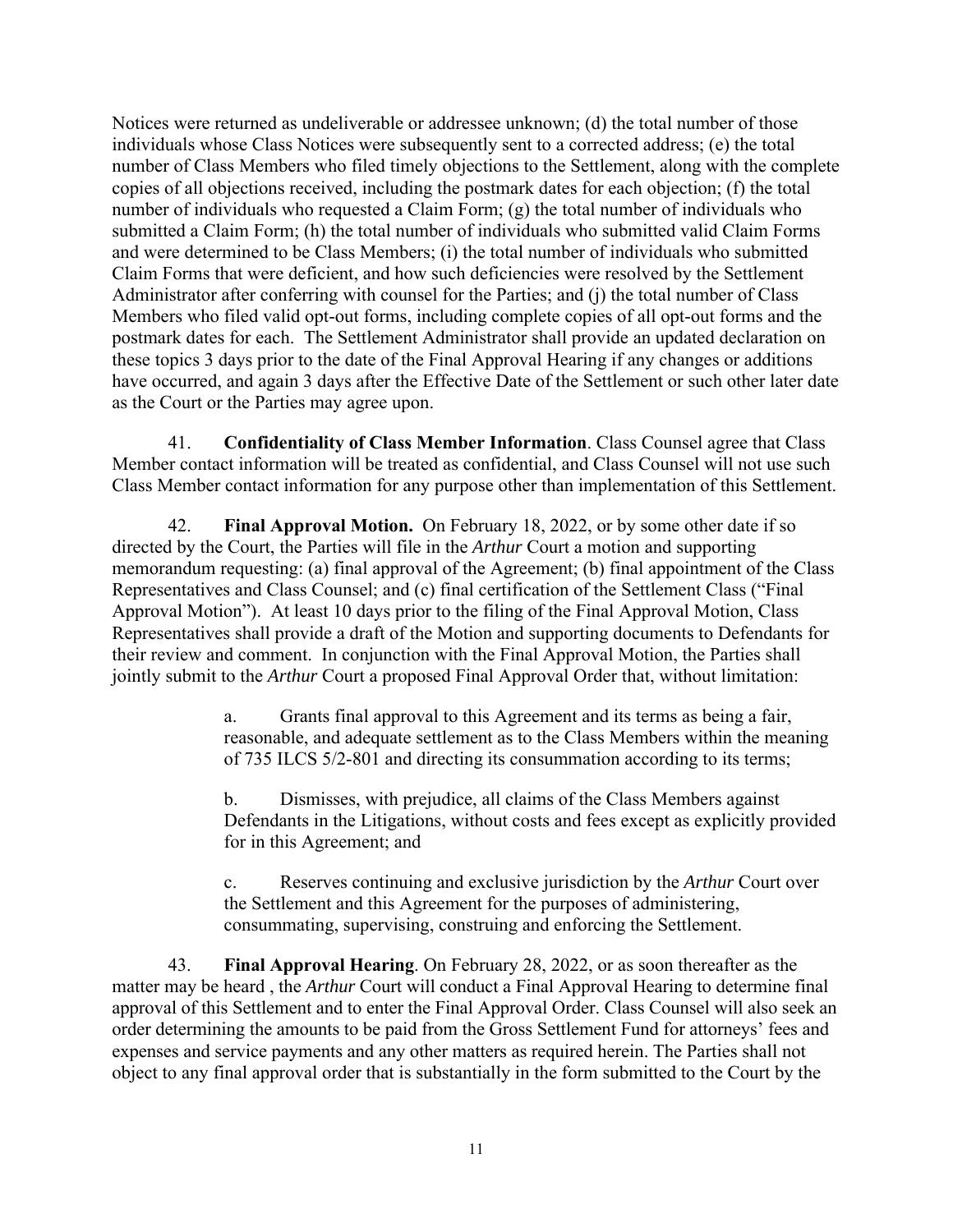Notices were returned as undeliverable or addressee unknown; (d) the total number of those individuals whose Class Notices were subsequently sent to a corrected address; (e) the total number of Class Members who filed timely objections to the Settlement, along with the complete copies of all objections received, including the postmark dates for each objection; (f) the total number of individuals who requested a Claim Form; (g) the total number of individuals who submitted a Claim Form; (h) the total number of individuals who submitted valid Claim Forms and were determined to be Class Members; (i) the total number of individuals who submitted Claim Forms that were deficient, and how such deficiencies were resolved by the Settlement Administrator after conferring with counsel for the Parties; and (j) the total number of Class Members who filed valid opt-out forms, including complete copies of all opt-out forms and the postmark dates for each. The Settlement Administrator shall provide an updated declaration on these topics 3 days prior to the date of the Final Approval Hearing if any changes or additions have occurred, and again 3 days after the Effective Date of the Settlement or such other later date as the Court or the Parties may agree upon.

41. **Confidentiality of Class Member Information**. Class Counsel agree that Class Member contact information will be treated as confidential, and Class Counsel will not use such Class Member contact information for any purpose other than implementation of this Settlement.

42. **Final Approval Motion.** On February 18, 2022, or by some other date if so directed by the Court, the Parties will file in the *Arthur* Court a motion and supporting memorandum requesting: (a) final approval of the Agreement; (b) final appointment of the Class Representatives and Class Counsel; and (c) final certification of the Settlement Class ("Final Approval Motion"). At least 10 days prior to the filing of the Final Approval Motion, Class Representatives shall provide a draft of the Motion and supporting documents to Defendants for their review and comment. In conjunction with the Final Approval Motion, the Parties shall jointly submit to the *Arthur* Court a proposed Final Approval Order that, without limitation:

> a. Grants final approval to this Agreement and its terms as being a fair, reasonable, and adequate settlement as to the Class Members within the meaning of 735 ILCS 5/2-801 and directing its consummation according to its terms;
>
> b. Dismisses, with prejudice, all claims of the Class Members against Defendants in the Litigations, without costs and fees except as explicitly provided for in this Agreement; and
>
> c. Reserves continuing and exclusive jurisdiction by the *Arthur* Court over the Settlement and this Agreement for the purposes of administering, consummating, supervising, construing and enforcing the Settlement.

43. **Final Approval Hearing**. On February 28, 2022, or as soon thereafter as the matter may be heard , the *Arthur* Court will conduct a Final Approval Hearing to determine final approval of this Settlement and to enter the Final Approval Order. Class Counsel will also seek an order determining the amounts to be paid from the Gross Settlement Fund for attorneys' fees and expenses and service payments and any other matters as required herein. The Parties shall not object to any final approval order that is substantially in the form submitted to the Court by the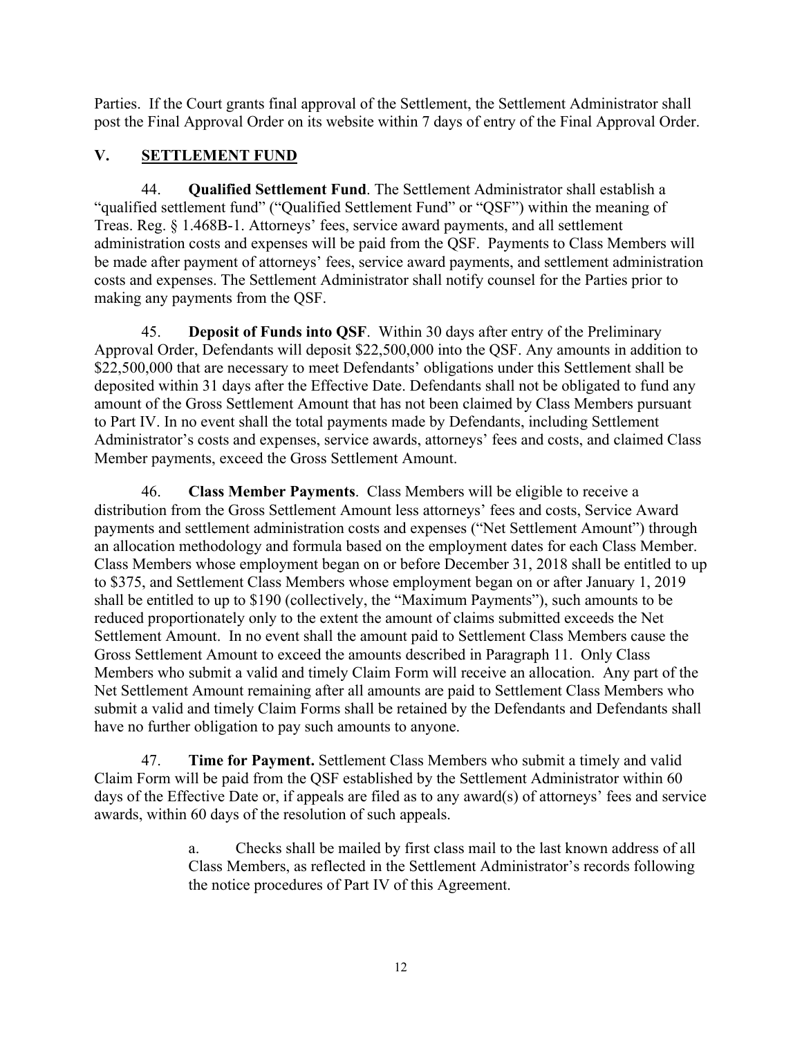Parties. If the Court grants final approval of the Settlement, the Settlement Administrator shall post the Final Approval Order on its website within 7 days of entry of the Final Approval Order.

## V. SETTLEMENT FUND

44. **Qualified Settlement Fund**. The Settlement Administrator shall establish a "qualified settlement fund" ("Qualified Settlement Fund" or "QSF") within the meaning of Treas. Reg. § 1.468B-1. Attorneys' fees, service award payments, and all settlement administration costs and expenses will be paid from the QSF. Payments to Class Members will be made after payment of attorneys' fees, service award payments, and settlement administration costs and expenses. The Settlement Administrator shall notify counsel for the Parties prior to making any payments from the QSF.

45. **Deposit of Funds into QSF**. Within 30 days after entry of the Preliminary Approval Order, Defendants will deposit $22,500,000 into the QSF. Any amounts in addition to $22,500,000 that are necessary to meet Defendants' obligations under this Settlement shall be deposited within 31 days after the Effective Date. Defendants shall not be obligated to fund any amount of the Gross Settlement Amount that has not been claimed by Class Members pursuant to Part IV. In no event shall the total payments made by Defendants, including Settlement Administrator's costs and expenses, service awards, attorneys' fees and costs, and claimed Class Member payments, exceed the Gross Settlement Amount.

46. **Class Member Payments**. Class Members will be eligible to receive a distribution from the Gross Settlement Amount less attorneys' fees and costs, Service Award payments and settlement administration costs and expenses ("Net Settlement Amount") through an allocation methodology and formula based on the employment dates for each Class Member. Class Members whose employment began on or before December 31, 2018 shall be entitled to up to $375, and Settlement Class Members whose employment began on or after January 1, 2019 shall be entitled to up to $190 (collectively, the "Maximum Payments"), such amounts to be reduced proportionately only to the extent the amount of claims submitted exceeds the Net Settlement Amount. In no event shall the amount paid to Settlement Class Members cause the Gross Settlement Amount to exceed the amounts described in Paragraph 11. Only Class Members who submit a valid and timely Claim Form will receive an allocation. Any part of the Net Settlement Amount remaining after all amounts are paid to Settlement Class Members who submit a valid and timely Claim Forms shall be retained by the Defendants and Defendants shall have no further obligation to pay such amounts to anyone.

47. **Time for Payment.** Settlement Class Members who submit a timely and valid Claim Form will be paid from the QSF established by the Settlement Administrator within 60 days of the Effective Date or, if appeals are filed as to any award(s) of attorneys' fees and service awards, within 60 days of the resolution of such appeals.

> a. Checks shall be mailed by first class mail to the last known address of all Class Members, as reflected in the Settlement Administrator's records following the notice procedures of Part IV of this Agreement.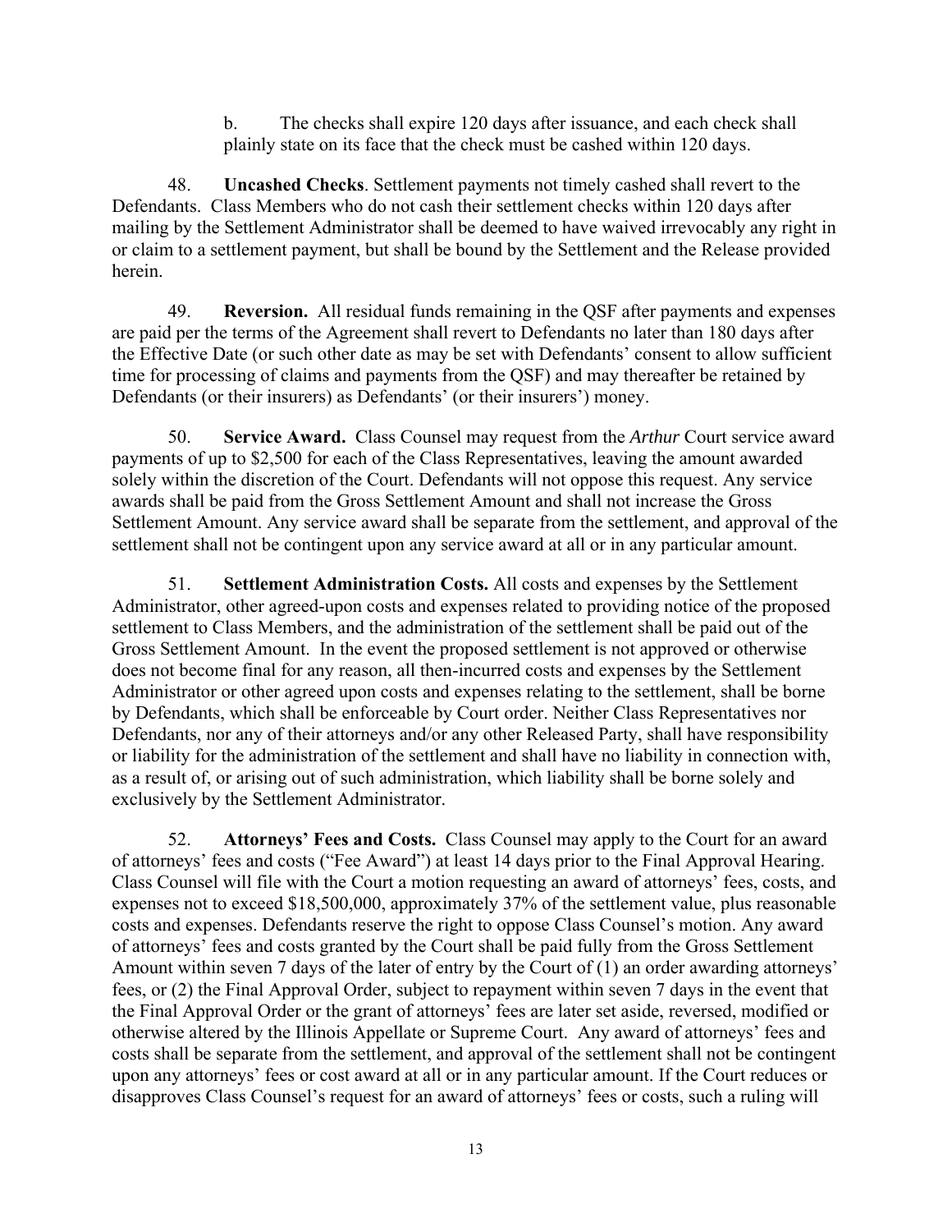b. The checks shall expire 120 days after issuance, and each check shall plainly state on its face that the check must be cashed within 120 days.

48. **Uncashed Checks**. Settlement payments not timely cashed shall revert to the Defendants. Class Members who do not cash their settlement checks within 120 days after mailing by the Settlement Administrator shall be deemed to have waived irrevocably any right in or claim to a settlement payment, but shall be bound by the Settlement and the Release provided herein.

49. **Reversion.** All residual funds remaining in the QSF after payments and expenses are paid per the terms of the Agreement shall revert to Defendants no later than 180 days after the Effective Date (or such other date as may be set with Defendants' consent to allow sufficient time for processing of claims and payments from the QSF) and may thereafter be retained by Defendants (or their insurers) as Defendants' (or their insurers') money.

50. **Service Award.** Class Counsel may request from the *Arthur* Court service award payments of up to $2,500 for each of the Class Representatives, leaving the amount awarded solely within the discretion of the Court. Defendants will not oppose this request. Any service awards shall be paid from the Gross Settlement Amount and shall not increase the Gross Settlement Amount. Any service award shall be separate from the settlement, and approval of the settlement shall not be contingent upon any service award at all or in any particular amount.

51. **Settlement Administration Costs.** All costs and expenses by the Settlement Administrator, other agreed-upon costs and expenses related to providing notice of the proposed settlement to Class Members, and the administration of the settlement shall be paid out of the Gross Settlement Amount. In the event the proposed settlement is not approved or otherwise does not become final for any reason, all then-incurred costs and expenses by the Settlement Administrator or other agreed upon costs and expenses relating to the settlement, shall be borne by Defendants, which shall be enforceable by Court order. Neither Class Representatives nor Defendants, nor any of their attorneys and/or any other Released Party, shall have responsibility or liability for the administration of the settlement and shall have no liability in connection with, as a result of, or arising out of such administration, which liability shall be borne solely and exclusively by the Settlement Administrator.

52. **Attorneys' Fees and Costs.** Class Counsel may apply to the Court for an award of attorneys' fees and costs ("Fee Award") at least 14 days prior to the Final Approval Hearing. Class Counsel will file with the Court a motion requesting an award of attorneys' fees, costs, and expenses not to exceed $18,500,000, approximately 37% of the settlement value, plus reasonable costs and expenses. Defendants reserve the right to oppose Class Counsel's motion. Any award of attorneys' fees and costs granted by the Court shall be paid fully from the Gross Settlement Amount within seven 7 days of the later of entry by the Court of (1) an order awarding attorneys' fees, or (2) the Final Approval Order, subject to repayment within seven 7 days in the event that the Final Approval Order or the grant of attorneys' fees are later set aside, reversed, modified or otherwise altered by the Illinois Appellate or Supreme Court. Any award of attorneys' fees and costs shall be separate from the settlement, and approval of the settlement shall not be contingent upon any attorneys' fees or cost award at all or in any particular amount. If the Court reduces or disapproves Class Counsel's request for an award of attorneys' fees or costs, such a ruling will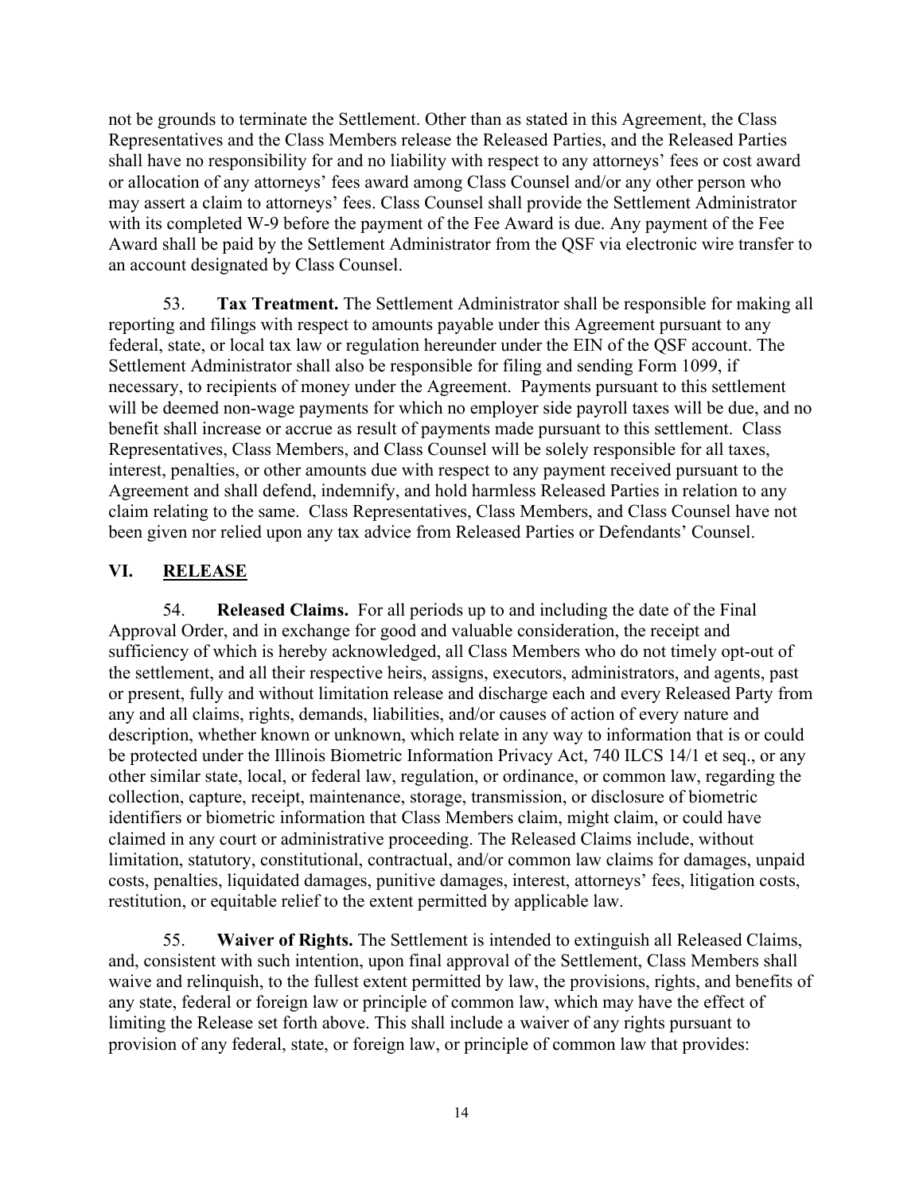not be grounds to terminate the Settlement. Other than as stated in this Agreement, the Class Representatives and the Class Members release the Released Parties, and the Released Parties shall have no responsibility for and no liability with respect to any attorneys' fees or cost award or allocation of any attorneys' fees award among Class Counsel and/or any other person who may assert a claim to attorneys' fees. Class Counsel shall provide the Settlement Administrator with its completed W-9 before the payment of the Fee Award is due. Any payment of the Fee Award shall be paid by the Settlement Administrator from the QSF via electronic wire transfer to an account designated by Class Counsel.

53. **Tax Treatment.** The Settlement Administrator shall be responsible for making all reporting and filings with respect to amounts payable under this Agreement pursuant to any federal, state, or local tax law or regulation hereunder under the EIN of the QSF account. The Settlement Administrator shall also be responsible for filing and sending Form 1099, if necessary, to recipients of money under the Agreement. Payments pursuant to this settlement will be deemed non-wage payments for which no employer side payroll taxes will be due, and no benefit shall increase or accrue as result of payments made pursuant to this settlement. Class Representatives, Class Members, and Class Counsel will be solely responsible for all taxes, interest, penalties, or other amounts due with respect to any payment received pursuant to the Agreement and shall defend, indemnify, and hold harmless Released Parties in relation to any claim relating to the same. Class Representatives, Class Members, and Class Counsel have not been given nor relied upon any tax advice from Released Parties or Defendants' Counsel.

## VI. RELEASE

54. **Released Claims.** For all periods up to and including the date of the Final Approval Order, and in exchange for good and valuable consideration, the receipt and sufficiency of which is hereby acknowledged, all Class Members who do not timely opt-out of the settlement, and all their respective heirs, assigns, executors, administrators, and agents, past or present, fully and without limitation release and discharge each and every Released Party from any and all claims, rights, demands, liabilities, and/or causes of action of every nature and description, whether known or unknown, which relate in any way to information that is or could be protected under the Illinois Biometric Information Privacy Act, 740 ILCS 14/1 et seq., or any other similar state, local, or federal law, regulation, or ordinance, or common law, regarding the collection, capture, receipt, maintenance, storage, transmission, or disclosure of biometric identifiers or biometric information that Class Members claim, might claim, or could have claimed in any court or administrative proceeding. The Released Claims include, without limitation, statutory, constitutional, contractual, and/or common law claims for damages, unpaid costs, penalties, liquidated damages, punitive damages, interest, attorneys' fees, litigation costs, restitution, or equitable relief to the extent permitted by applicable law.

55. **Waiver of Rights.** The Settlement is intended to extinguish all Released Claims, and, consistent with such intention, upon final approval of the Settlement, Class Members shall waive and relinquish, to the fullest extent permitted by law, the provisions, rights, and benefits of any state, federal or foreign law or principle of common law, which may have the effect of limiting the Release set forth above. This shall include a waiver of any rights pursuant to provision of any federal, state, or foreign law, or principle of common law that provides: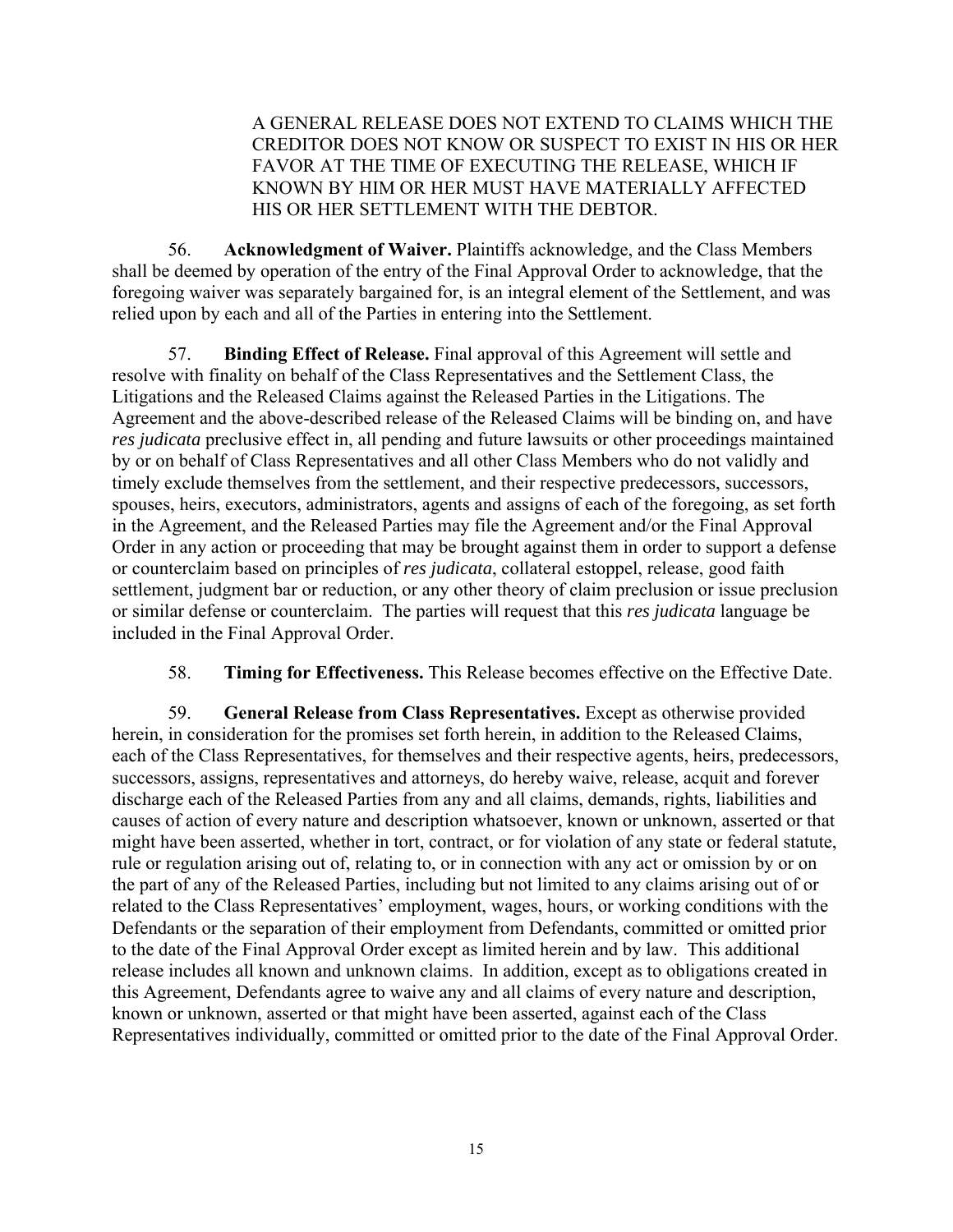> A GENERAL RELEASE DOES NOT EXTEND TO CLAIMS WHICH THE CREDITOR DOES NOT KNOW OR SUSPECT TO EXIST IN HIS OR HER FAVOR AT THE TIME OF EXECUTING THE RELEASE, WHICH IF KNOWN BY HIM OR HER MUST HAVE MATERIALLY AFFECTED HIS OR HER SETTLEMENT WITH THE DEBTOR.

56. **Acknowledgment of Waiver.** Plaintiffs acknowledge, and the Class Members shall be deemed by operation of the entry of the Final Approval Order to acknowledge, that the foregoing waiver was separately bargained for, is an integral element of the Settlement, and was relied upon by each and all of the Parties in entering into the Settlement.

57. **Binding Effect of Release.** Final approval of this Agreement will settle and resolve with finality on behalf of the Class Representatives and the Settlement Class, the Litigations and the Released Claims against the Released Parties in the Litigations. The Agreement and the above-described release of the Released Claims will be binding on, and have *res judicata* preclusive effect in, all pending and future lawsuits or other proceedings maintained by or on behalf of Class Representatives and all other Class Members who do not validly and timely exclude themselves from the settlement, and their respective predecessors, successors, spouses, heirs, executors, administrators, agents and assigns of each of the foregoing, as set forth in the Agreement, and the Released Parties may file the Agreement and/or the Final Approval Order in any action or proceeding that may be brought against them in order to support a defense or counterclaim based on principles of *res judicata*, collateral estoppel, release, good faith settlement, judgment bar or reduction, or any other theory of claim preclusion or issue preclusion or similar defense or counterclaim. The parties will request that this *res judicata* language be included in the Final Approval Order.

58. **Timing for Effectiveness.** This Release becomes effective on the Effective Date.

59. **General Release from Class Representatives.** Except as otherwise provided herein, in consideration for the promises set forth herein, in addition to the Released Claims, each of the Class Representatives, for themselves and their respective agents, heirs, predecessors, successors, assigns, representatives and attorneys, do hereby waive, release, acquit and forever discharge each of the Released Parties from any and all claims, demands, rights, liabilities and causes of action of every nature and description whatsoever, known or unknown, asserted or that might have been asserted, whether in tort, contract, or for violation of any state or federal statute, rule or regulation arising out of, relating to, or in connection with any act or omission by or on the part of any of the Released Parties, including but not limited to any claims arising out of or related to the Class Representatives' employment, wages, hours, or working conditions with the Defendants or the separation of their employment from Defendants, committed or omitted prior to the date of the Final Approval Order except as limited herein and by law. This additional release includes all known and unknown claims. In addition, except as to obligations created in this Agreement, Defendants agree to waive any and all claims of every nature and description, known or unknown, asserted or that might have been asserted, against each of the Class Representatives individually, committed or omitted prior to the date of the Final Approval Order.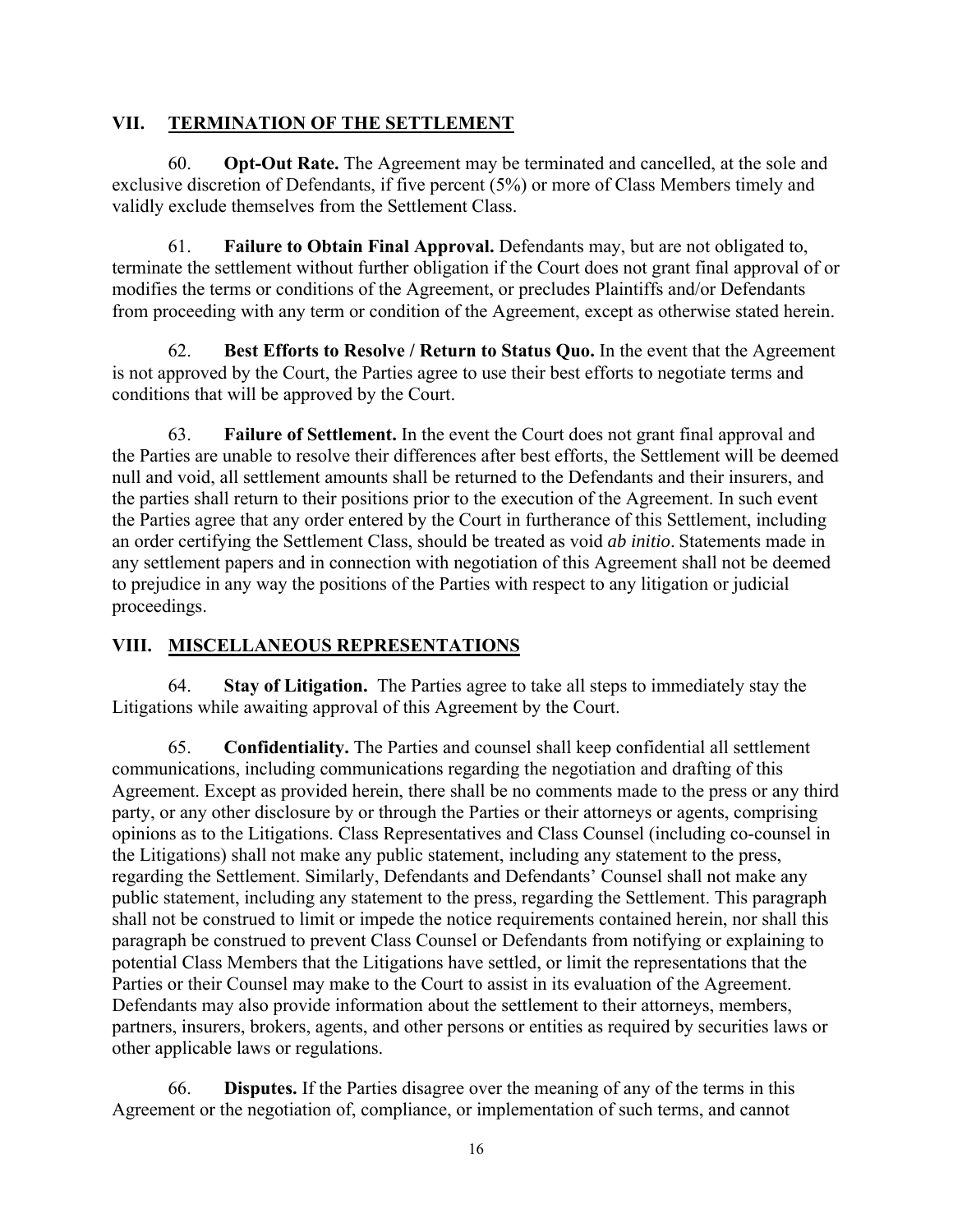## VII. TERMINATION OF THE SETTLEMENT

60. **Opt-Out Rate.** The Agreement may be terminated and cancelled, at the sole and exclusive discretion of Defendants, if five percent (5%) or more of Class Members timely and validly exclude themselves from the Settlement Class.

61. **Failure to Obtain Final Approval.** Defendants may, but are not obligated to, terminate the settlement without further obligation if the Court does not grant final approval of or modifies the terms or conditions of the Agreement, or precludes Plaintiffs and/or Defendants from proceeding with any term or condition of the Agreement, except as otherwise stated herein.

62. **Best Efforts to Resolve / Return to Status Quo.** In the event that the Agreement is not approved by the Court, the Parties agree to use their best efforts to negotiate terms and conditions that will be approved by the Court.

63. **Failure of Settlement.** In the event the Court does not grant final approval and the Parties are unable to resolve their differences after best efforts, the Settlement will be deemed null and void, all settlement amounts shall be returned to the Defendants and their insurers, and the parties shall return to their positions prior to the execution of the Agreement. In such event the Parties agree that any order entered by the Court in furtherance of this Settlement, including an order certifying the Settlement Class, should be treated as void *ab initio*. Statements made in any settlement papers and in connection with negotiation of this Agreement shall not be deemed to prejudice in any way the positions of the Parties with respect to any litigation or judicial proceedings.

## VIII. MISCELLANEOUS REPRESENTATIONS

64. **Stay of Litigation.** The Parties agree to take all steps to immediately stay the Litigations while awaiting approval of this Agreement by the Court.

65. **Confidentiality.** The Parties and counsel shall keep confidential all settlement communications, including communications regarding the negotiation and drafting of this Agreement. Except as provided herein, there shall be no comments made to the press or any third party, or any other disclosure by or through the Parties or their attorneys or agents, comprising opinions as to the Litigations. Class Representatives and Class Counsel (including co-counsel in the Litigations) shall not make any public statement, including any statement to the press, regarding the Settlement. Similarly, Defendants and Defendants' Counsel shall not make any public statement, including any statement to the press, regarding the Settlement. This paragraph shall not be construed to limit or impede the notice requirements contained herein, nor shall this paragraph be construed to prevent Class Counsel or Defendants from notifying or explaining to potential Class Members that the Litigations have settled, or limit the representations that the Parties or their Counsel may make to the Court to assist in its evaluation of the Agreement. Defendants may also provide information about the settlement to their attorneys, members, partners, insurers, brokers, agents, and other persons or entities as required by securities laws or other applicable laws or regulations.

66. **Disputes.** If the Parties disagree over the meaning of any of the terms in this Agreement or the negotiation of, compliance, or implementation of such terms, and cannot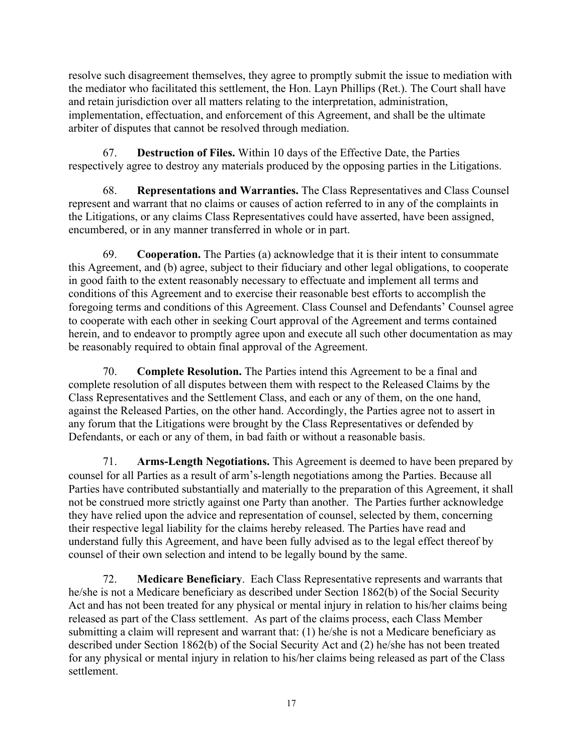resolve such disagreement themselves, they agree to promptly submit the issue to mediation with the mediator who facilitated this settlement, the Hon. Layn Phillips (Ret.). The Court shall have and retain jurisdiction over all matters relating to the interpretation, administration, implementation, effectuation, and enforcement of this Agreement, and shall be the ultimate arbiter of disputes that cannot be resolved through mediation.

67. **Destruction of Files.** Within 10 days of the Effective Date, the Parties respectively agree to destroy any materials produced by the opposing parties in the Litigations.

68. **Representations and Warranties.** The Class Representatives and Class Counsel represent and warrant that no claims or causes of action referred to in any of the complaints in the Litigations, or any claims Class Representatives could have asserted, have been assigned, encumbered, or in any manner transferred in whole or in part.

69. **Cooperation.** The Parties (a) acknowledge that it is their intent to consummate this Agreement, and (b) agree, subject to their fiduciary and other legal obligations, to cooperate in good faith to the extent reasonably necessary to effectuate and implement all terms and conditions of this Agreement and to exercise their reasonable best efforts to accomplish the foregoing terms and conditions of this Agreement. Class Counsel and Defendants' Counsel agree to cooperate with each other in seeking Court approval of the Agreement and terms contained herein, and to endeavor to promptly agree upon and execute all such other documentation as may be reasonably required to obtain final approval of the Agreement.

70. **Complete Resolution.** The Parties intend this Agreement to be a final and complete resolution of all disputes between them with respect to the Released Claims by the Class Representatives and the Settlement Class, and each or any of them, on the one hand, against the Released Parties, on the other hand. Accordingly, the Parties agree not to assert in any forum that the Litigations were brought by the Class Representatives or defended by Defendants, or each or any of them, in bad faith or without a reasonable basis.

71. **Arms-Length Negotiations.** This Agreement is deemed to have been prepared by counsel for all Parties as a result of arm's-length negotiations among the Parties. Because all Parties have contributed substantially and materially to the preparation of this Agreement, it shall not be construed more strictly against one Party than another. The Parties further acknowledge they have relied upon the advice and representation of counsel, selected by them, concerning their respective legal liability for the claims hereby released. The Parties have read and understand fully this Agreement, and have been fully advised as to the legal effect thereof by counsel of their own selection and intend to be legally bound by the same.

72. **Medicare Beneficiary**. Each Class Representative represents and warrants that he/she is not a Medicare beneficiary as described under Section 1862(b) of the Social Security Act and has not been treated for any physical or mental injury in relation to his/her claims being released as part of the Class settlement. As part of the claims process, each Class Member submitting a claim will represent and warrant that: (1) he/she is not a Medicare beneficiary as described under Section 1862(b) of the Social Security Act and (2) he/she has not been treated for any physical or mental injury in relation to his/her claims being released as part of the Class settlement.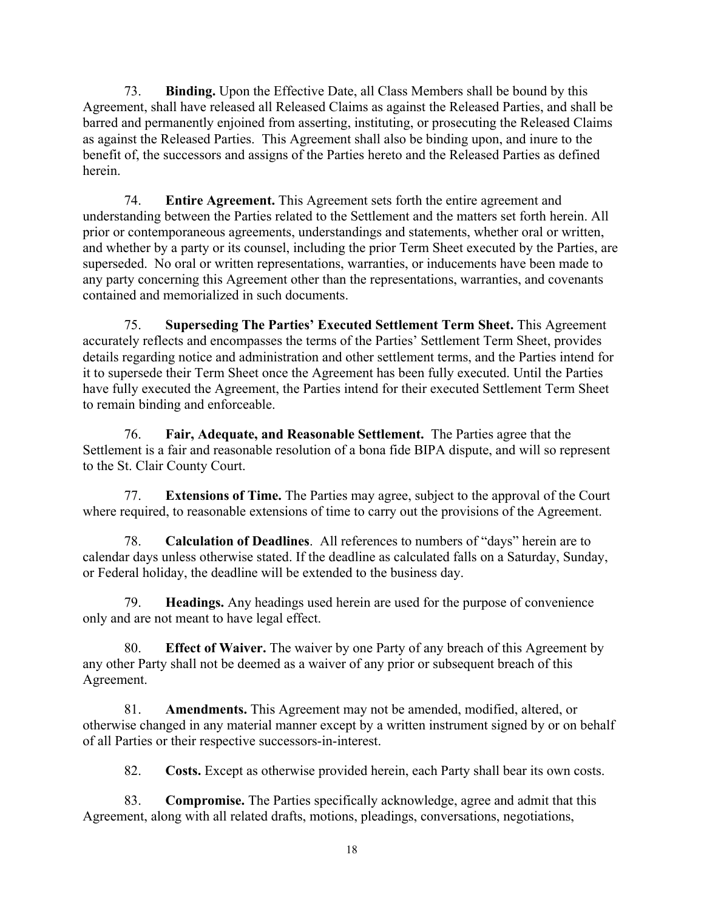73. **Binding.** Upon the Effective Date, all Class Members shall be bound by this Agreement, shall have released all Released Claims as against the Released Parties, and shall be barred and permanently enjoined from asserting, instituting, or prosecuting the Released Claims as against the Released Parties. This Agreement shall also be binding upon, and inure to the benefit of, the successors and assigns of the Parties hereto and the Released Parties as defined herein.

74. **Entire Agreement.** This Agreement sets forth the entire agreement and understanding between the Parties related to the Settlement and the matters set forth herein. All prior or contemporaneous agreements, understandings and statements, whether oral or written, and whether by a party or its counsel, including the prior Term Sheet executed by the Parties, are superseded. No oral or written representations, warranties, or inducements have been made to any party concerning this Agreement other than the representations, warranties, and covenants contained and memorialized in such documents.

75. **Superseding The Parties' Executed Settlement Term Sheet.** This Agreement accurately reflects and encompasses the terms of the Parties' Settlement Term Sheet, provides details regarding notice and administration and other settlement terms, and the Parties intend for it to supersede their Term Sheet once the Agreement has been fully executed. Until the Parties have fully executed the Agreement, the Parties intend for their executed Settlement Term Sheet to remain binding and enforceable.

76. **Fair, Adequate, and Reasonable Settlement.** The Parties agree that the Settlement is a fair and reasonable resolution of a bona fide BIPA dispute, and will so represent to the St. Clair County Court.

77. **Extensions of Time.** The Parties may agree, subject to the approval of the Court where required, to reasonable extensions of time to carry out the provisions of the Agreement.

78. **Calculation of Deadlines**. All references to numbers of "days" herein are to calendar days unless otherwise stated. If the deadline as calculated falls on a Saturday, Sunday, or Federal holiday, the deadline will be extended to the business day.

79. **Headings.** Any headings used herein are used for the purpose of convenience only and are not meant to have legal effect.

80. **Effect of Waiver.** The waiver by one Party of any breach of this Agreement by any other Party shall not be deemed as a waiver of any prior or subsequent breach of this Agreement.

81. **Amendments.** This Agreement may not be amended, modified, altered, or otherwise changed in any material manner except by a written instrument signed by or on behalf of all Parties or their respective successors-in-interest.

82. **Costs.** Except as otherwise provided herein, each Party shall bear its own costs.

83. **Compromise.** The Parties specifically acknowledge, agree and admit that this Agreement, along with all related drafts, motions, pleadings, conversations, negotiations,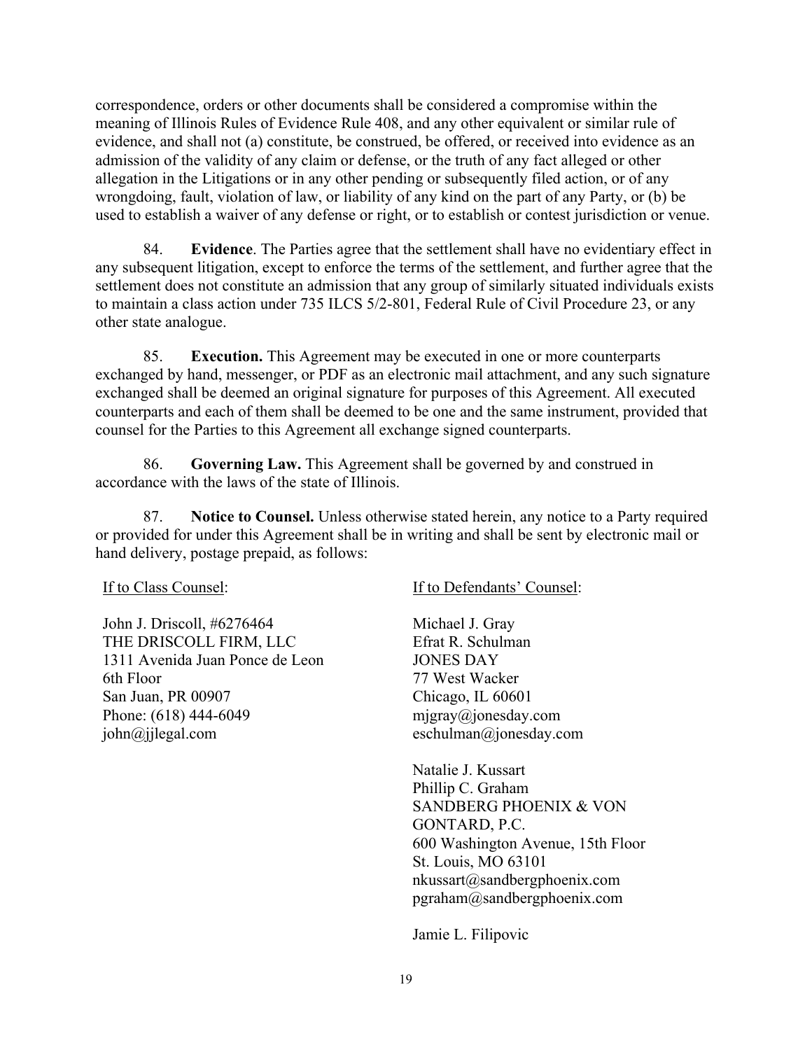correspondence, orders or other documents shall be considered a compromise within the meaning of Illinois Rules of Evidence Rule 408, and any other equivalent or similar rule of evidence, and shall not (a) constitute, be construed, be offered, or received into evidence as an admission of the validity of any claim or defense, or the truth of any fact alleged or other allegation in the Litigations or in any other pending or subsequently filed action, or of any wrongdoing, fault, violation of law, or liability of any kind on the part of any Party, or (b) be used to establish a waiver of any defense or right, or to establish or contest jurisdiction or venue.

84. **Evidence**. The Parties agree that the settlement shall have no evidentiary effect in any subsequent litigation, except to enforce the terms of the settlement, and further agree that the settlement does not constitute an admission that any group of similarly situated individuals exists to maintain a class action under 735 ILCS 5/2-801, Federal Rule of Civil Procedure 23, or any other state analogue.

85. **Execution.** This Agreement may be executed in one or more counterparts exchanged by hand, messenger, or PDF as an electronic mail attachment, and any such signature exchanged shall be deemed an original signature for purposes of this Agreement. All executed counterparts and each of them shall be deemed to be one and the same instrument, provided that counsel for the Parties to this Agreement all exchange signed counterparts.

86. **Governing Law.** This Agreement shall be governed by and construed in accordance with the laws of the state of Illinois.

87. **Notice to Counsel.** Unless otherwise stated herein, any notice to a Party required or provided for under this Agreement shall be in writing and shall be sent by electronic mail or hand delivery, postage prepaid, as follows:

If to Class Counsel:

John J. Driscoll, #6276464
THE DRISCOLL FIRM, LLC
1311 Avenida Juan Ponce de Leon
6th Floor
San Juan, PR 00907
Phone: (618) 444-6049
john@jjlegal.com

If to Defendants' Counsel:

Michael J. Gray
Efrat R. Schulman
JONES DAY
77 West Wacker
Chicago, IL 60601
mjgray@jonesday.com
eschulman@jonesday.com

Natalie J. Kussart
Phillip C. Graham
SANDBERG PHOENIX & VON GONTARD, P.C.
600 Washington Avenue, 15th Floor
St. Louis, MO 63101
nkussart@sandbergphoenix.com
pgraham@sandbergphoenix.com

Jamie L. Filipovic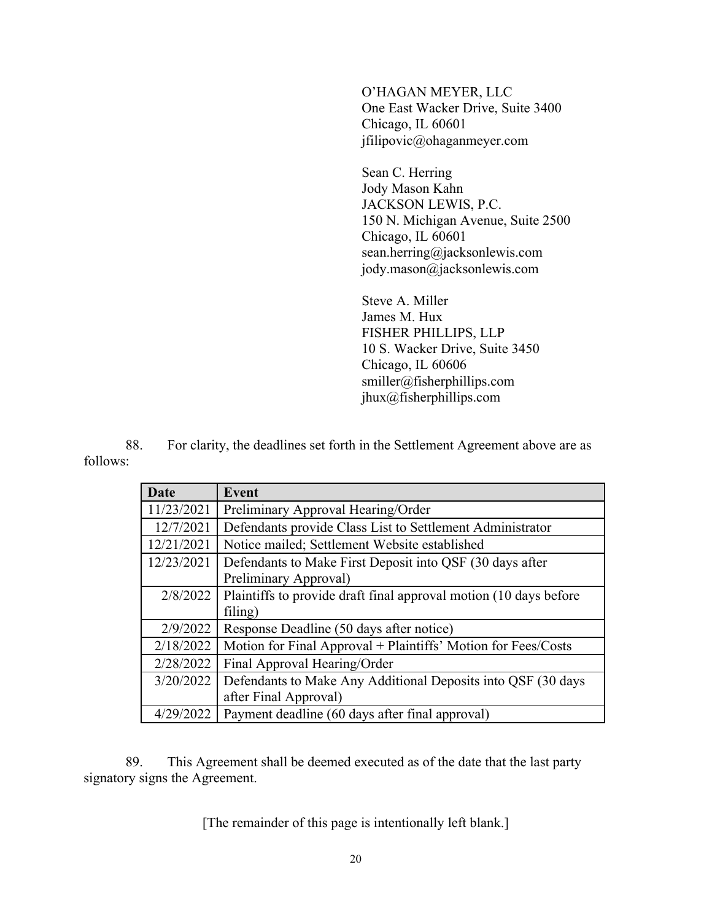O'HAGAN MEYER, LLC
One East Wacker Drive, Suite 3400
Chicago, IL 60601
jfilipovic@ohaganmeyer.com

Sean C. Herring
Jody Mason Kahn
JACKSON LEWIS, P.C.
150 N. Michigan Avenue, Suite 2500
Chicago, IL 60601
sean.herring@jacksonlewis.com
jody.mason@jacksonlewis.com

Steve A. Miller
James M. Hux
FISHER PHILLIPS, LLP
10 S. Wacker Drive, Suite 3450
Chicago, IL 60606
smiller@fisherphillips.com
jhux@fisherphillips.com

88. For clarity, the deadlines set forth in the Settlement Agreement above are as follows:

| Date | Event |
|---|---|
| 11/23/2021 | Preliminary Approval Hearing/Order |
| 12/7/2021 | Defendants provide Class List to Settlement Administrator |
| 12/21/2021 | Notice mailed; Settlement Website established |
| 12/23/2021 | Defendants to Make First Deposit into QSF (30 days after Preliminary Approval) |
| 2/8/2022 | Plaintiffs to provide draft final approval motion (10 days before filing) |
| 2/9/2022 | Response Deadline (50 days after notice) |
| 2/18/2022 | Motion for Final Approval + Plaintiffs' Motion for Fees/Costs |
| 2/28/2022 | Final Approval Hearing/Order |
| 3/20/2022 | Defendants to Make Any Additional Deposits into QSF (30 days after Final Approval) |
| 4/29/2022 | Payment deadline (60 days after final approval) |

89. This Agreement shall be deemed executed as of the date that the last party signatory signs the Agreement.

[The remainder of this page is intentionally left blank.]